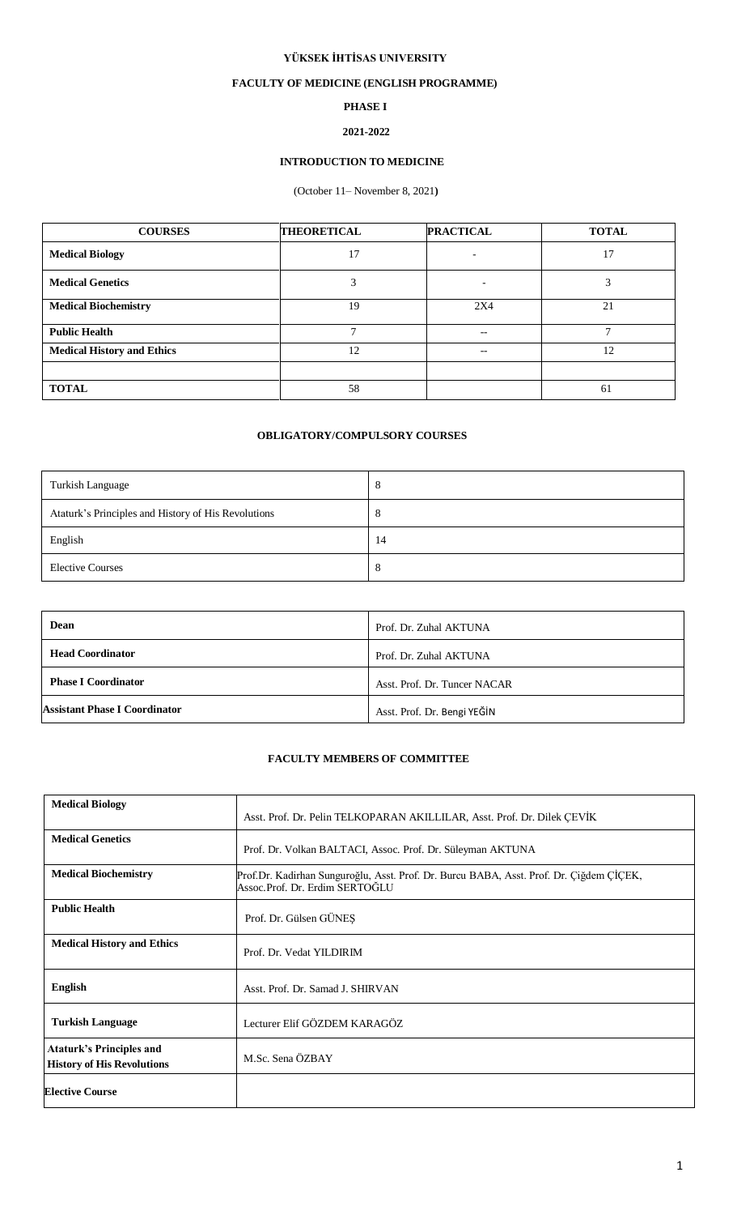# YÜKSEK İHTİSAS UNIVERSITY

## FACULTY OF MEDICINE (ENGLISH PROGRAMME)

### PHASE I

### 2021-2022

### INTRODUCTION TO MEDICINE

(October 11– November 8, 2021)

| COURSES | THEORETICAL | PRACTICAL | TOTAL |
|---|---|---|---|
| **Medical Biology** | 17 | - | 17 |
| **Medical Genetics** | 3 | - | 3 |
| **Medical Biochemistry** | 19 | 2X4 | 21 |
| **Public Health** | 7 | -- | 7 |
| **Medical History and Ethics** | 12 | -- | 12 |
| | | | |
| **TOTAL** | 58 | | 61 |

### OBLIGATORY/COMPULSORY COURSES

| | |
|---|---|
| Turkish Language | 8 |
| Ataturk's Principles and History of His Revolutions | 8 |
| English | 14 |
| Elective Courses | 8 |

| | |
|---|---|
| **Dean** | Prof. Dr. Zuhal AKTUNA |
| **Head Coordinator** | Prof. Dr. Zuhal AKTUNA |
| **Phase I Coordinator** | Asst. Prof. Dr. Tuncer NACAR |
| **Assistant Phase I Coordinator** | Asst. Prof. Dr. Bengi YEĞİN |

### FACULTY MEMBERS OF COMMITTEE

| | |
|---|---|
| **Medical Biology** | Asst. Prof. Dr. Pelin TELKOPARAN AKILLILAR, Asst. Prof. Dr. Dilek ÇEVİK |
| **Medical Genetics** | Prof. Dr. Volkan BALTACI, Assoc. Prof. Dr. Süleyman AKTUNA |
| **Medical Biochemistry** | Prof.Dr. Kadirhan Sunguroğlu, Asst. Prof. Dr. Burcu BABA, Asst. Prof. Dr. Çiğdem ÇİÇEK, Assoc.Prof. Dr. Erdim SERTOĞLU |
| **Public Health** | Prof. Dr. Gülsen GÜNEŞ |
| **Medical History and Ethics** | Prof. Dr. Vedat YILDIRIM |
| **English** | Asst. Prof. Dr. Samad J. SHIRVAN |
| **Turkish Language** | Lecturer Elif GÖZDEM KARAGÖZ |
| **Ataturk's Principles and History of His Revolutions** | M.Sc. Sena ÖZBAY |
| **Elective Course** | |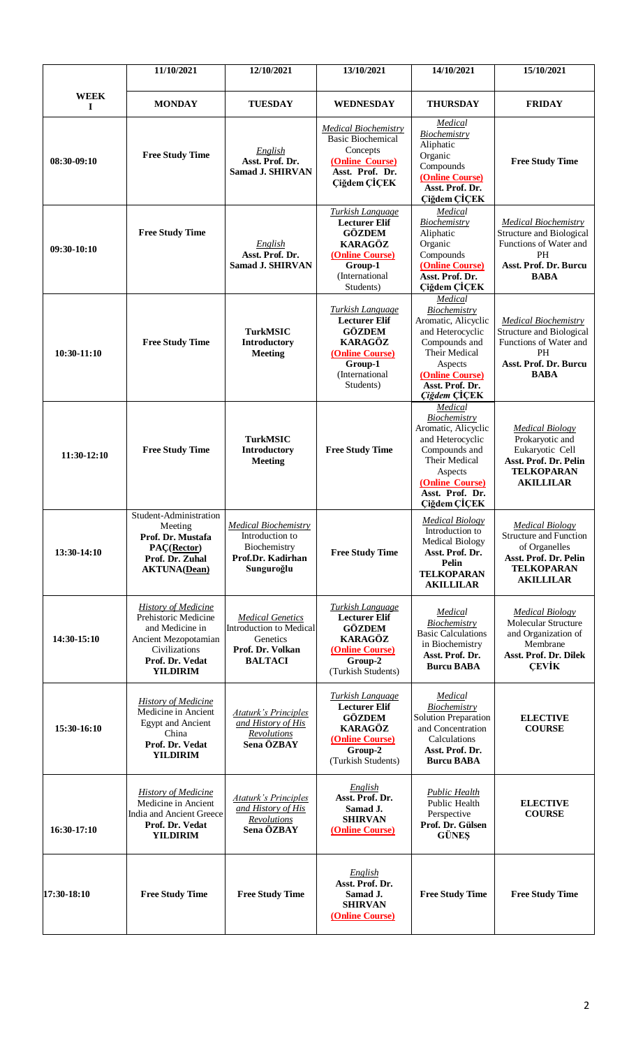| | 11/10/2021 | 12/10/2021 | 13/10/2021 | 14/10/2021 | 15/10/2021 |
|---|---|---|---|---|---|
| **WEEK I** | **MONDAY** | **TUESDAY** | **WEDNESDAY** | **THURSDAY** | **FRIDAY** |
| **08:30-09:10** | **Free Study Time** | *English* **Asst. Prof. Dr. Samad J. SHIRVAN** | *Medical Biochemistry* Basic Biochemical Concepts **(Online Course)** **Asst. Prof. Dr. Çiğdem ÇİÇEK** | *Medical Biochemistry* Aliphatic Organic Compounds **(Online Course)** **Asst. Prof. Dr. Çiğdem ÇİÇEK** | **Free Study Time** |
| **09:30-10:10** | **Free Study Time** | *English* **Asst. Prof. Dr. Samad J. SHIRVAN** | *Turkish Language* **Lecturer Elif GÖZDEM KARAGÖZ** **(Online Course)** **Group-1** (International Students) | *Medical Biochemistry* Aliphatic Organic Compounds **(Online Course)** **Asst. Prof. Dr. Çiğdem ÇİÇEK** | *Medical Biochemistry* Structure and Biological Functions of Water and PH **Asst. Prof. Dr. Burcu BABA** |
| **10:30-11:10** | **Free Study Time** | **TurkMSIC Introductory Meeting** | *Turkish Language* **Lecturer Elif GÖZDEM KARAGÖZ** **(Online Course)** **Group-1** (International Students) | *Medical Biochemistry* Aromatic, Alicyclic and Heterocyclic Compounds and Their Medical Aspects **(Online Course)** **Asst. Prof. Dr. Çiğdem ÇİÇEK** | *Medical Biochemistry* Structure and Biological Functions of Water and PH **Asst. Prof. Dr. Burcu BABA** |
| **11:30-12:10** | **Free Study Time** | **TurkMSIC Introductory Meeting** | **Free Study Time** | *Medical Biochemistry* Aromatic, Alicyclic and Heterocyclic Compounds and Their Medical Aspects **(Online Course)** **Asst. Prof. Dr. Çiğdem ÇİÇEK** | *Medical Biology* Prokaryotic and Eukaryotic Cell **Asst. Prof. Dr. Pelin TELKOPARAN AKILLILAR** |
| **13:30-14:10** | Student-Administration Meeting **Prof. Dr. Mustafa PAÇ(Rector)** **Prof. Dr. Zuhal AKTUNA(Dean)** | *Medical Biochemistry* Introduction to Biochemistry **Prof.Dr. Kadirhan Sunguroğlu** | **Free Study Time** | *Medical Biology* Introduction to Medical Biology **Asst. Prof. Dr. Pelin TELKOPARAN AKILLILAR** | *Medical Biology* Structure and Function of Organelles **Asst. Prof. Dr. Pelin TELKOPARAN AKILLILAR** |
| **14:30-15:10** | *History of Medicine* Prehistoric Medicine and Medicine in Ancient Mezopotamian Civilizations **Prof. Dr. Vedat YILDIRIM** | *Medical Genetics* Introduction to Medical Genetics **Prof. Dr. Volkan BALTACI** | *Turkish Language* **Lecturer Elif GÖZDEM KARAGÖZ** **(Online Course)** **Group-2** (Turkish Students) | *Medical Biochemistry* Basic Calculations in Biochemistry **Asst. Prof. Dr. Burcu BABA** | *Medical Biology* Molecular Structure and Organization of Membrane **Asst. Prof. Dr. Dilek ÇEVİK** |
| **15:30-16:10** | *History of Medicine* Medicine in Ancient Egypt and Ancient China **Prof. Dr. Vedat YILDIRIM** | *Ataturk's Principles and History of His Revolutions* **Sena ÖZBAY** | *Turkish Language* **Lecturer Elif GÖZDEM KARAGÖZ** **(Online Course)** **Group-2** (Turkish Students) | *Medical Biochemistry* Solution Preparation and Concentration Calculations **Asst. Prof. Dr. Burcu BABA** | **ELECTIVE COURSE** |
| **16:30-17:10** | *History of Medicine* Medicine in Ancient India and Ancient Greece **Prof. Dr. Vedat YILDIRIM** | *Ataturk's Principles and History of His Revolutions* **Sena ÖZBAY** | *English* **Asst. Prof. Dr. Samad J. SHIRVAN** **(Online Course)** | *Public Health* Public Health Perspective **Prof. Dr. Gülsen GÜNEŞ** | **ELECTIVE COURSE** |
| **17:30-18:10** | **Free Study Time** | **Free Study Time** | *English* **Asst. Prof. Dr. Samad J. SHIRVAN** **(Online Course)** | **Free Study Time** | **Free Study Time** |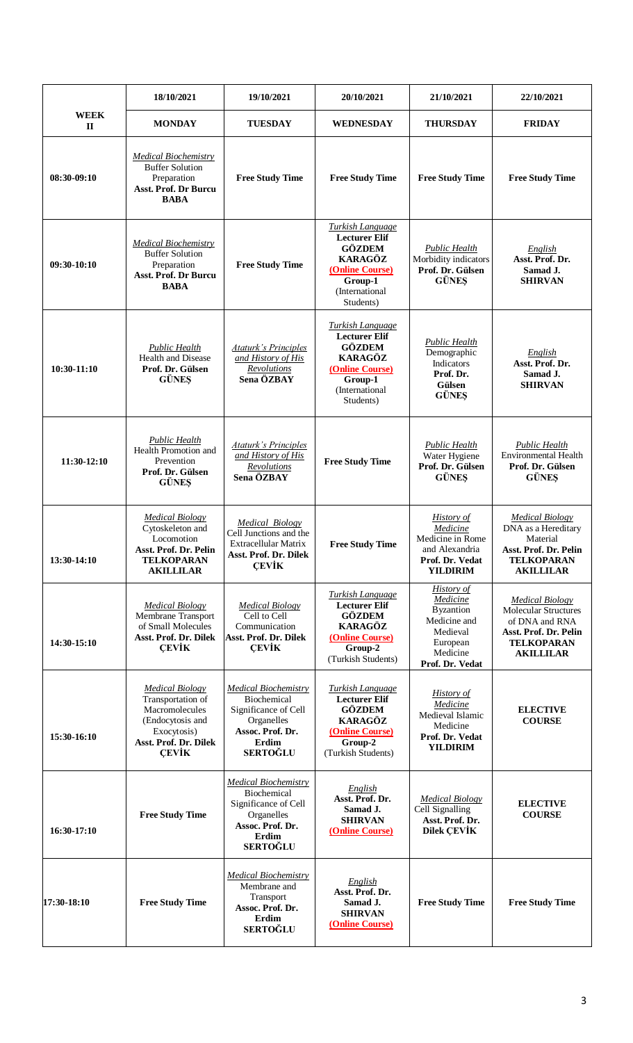| WEEK II | 18/10/2021 | 19/10/2021 | 20/10/2021 | 21/10/2021 | 22/10/2021 |
|---|---|---|---|---|---|
| | **MONDAY** | **TUESDAY** | **WEDNESDAY** | **THURSDAY** | **FRIDAY** |
| **08:30-09:10** | *Medical Biochemistry* Buffer Solution Preparation **Asst. Prof. Dr Burcu BABA** | **Free Study Time** | **Free Study Time** | **Free Study Time** | **Free Study Time** |
| **09:30-10:10** | *Medical Biochemistry* Buffer Solution Preparation **Asst. Prof. Dr Burcu BABA** | **Free Study Time** | *Turkish Language* **Lecturer Elif GÖZDEM KARAGÖZ (Online Course) Group-1** (International Students) | *Public Health* Morbidity indicators **Prof. Dr. Gülsen GÜNEŞ** | *English* **Asst. Prof. Dr. Samad J. SHIRVAN** |
| **10:30-11:10** | *Public Health* Health and Disease **Prof. Dr. Gülsen GÜNEŞ** | *Ataturk's Principles and History of His Revolutions* **Sena ÖZBAY** | *Turkish Language* **Lecturer Elif GÖZDEM KARAGÖZ (Online Course) Group-1** (International Students) | *Public Health* Demographic Indicators **Prof. Dr. Gülsen GÜNEŞ** | *English* **Asst. Prof. Dr. Samad J. SHIRVAN** |
| **11:30-12:10** | *Public Health* Health Promotion and Prevention **Prof. Dr. Gülsen GÜNEŞ** | *Ataturk's Principles and History of His Revolutions* **Sena ÖZBAY** | **Free Study Time** | *Public Health* Water Hygiene **Prof. Dr. Gülsen GÜNEŞ** | *Public Health* Environmental Health **Prof. Dr. Gülsen GÜNEŞ** |
| **13:30-14:10** | *Medical Biology* Cytoskeleton and Locomotion **Asst. Prof. Dr. Pelin TELKOPARAN AKILLILAR** | *Medical Biology* Cell Junctions and the Extracellular Matrix **Asst. Prof. Dr. Dilek ÇEVİK** | **Free Study Time** | *History of Medicine* Medicine in Rome and Alexandria **Prof. Dr. Vedat YILDIRIM** | *Medical Biology* DNA as a Hereditary Material **Asst. Prof. Dr. Pelin TELKOPARAN AKILLILAR** |
| **14:30-15:10** | *Medical Biology* Membrane Transport of Small Molecules **Asst. Prof. Dr. Dilek ÇEVİK** | *Medical Biology* Cell to Cell Communication **Asst. Prof. Dr. Dilek ÇEVİK** | *Turkish Language* **Lecturer Elif GÖZDEM KARAGÖZ (Online Course) Group-2** (Turkish Students) | *History of Medicine* Byzantion Medicine and Medieval European Medicine **Prof. Dr. Vedat** | *Medical Biology* Molecular Structures of DNA and RNA **Asst. Prof. Dr. Pelin TELKOPARAN AKILLILAR** |
| **15:30-16:10** | *Medical Biology* Transportation of Macromolecules (Endocytosis and Exocytosis) **Asst. Prof. Dr. Dilek ÇEVİK** | *Medical Biochemistry* Biochemical Significance of Cell Organelles **Assoc. Prof. Dr. Erdim SERTOĞLU** | *Turkish Language* **Lecturer Elif GÖZDEM KARAGÖZ (Online Course) Group-2** (Turkish Students) | *History of Medicine* Medieval Islamic Medicine **Prof. Dr. Vedat YILDIRIM** | **ELECTIVE COURSE** |
| **16:30-17:10** | **Free Study Time** | *Medical Biochemistry* Biochemical Significance of Cell Organelles **Assoc. Prof. Dr. Erdim SERTOĞLU** | *English* **Asst. Prof. Dr. Samad J. SHIRVAN (Online Course)** | *Medical Biology* Cell Signalling **Asst. Prof. Dr. Dilek ÇEVİK** | **ELECTIVE COURSE** |
| **17:30-18:10** | **Free Study Time** | *Medical Biochemistry* Membrane and Transport **Assoc. Prof. Dr. Erdim SERTOĞLU** | *English* **Asst. Prof. Dr. Samad J. SHIRVAN (Online Course)** | **Free Study Time** | **Free Study Time** |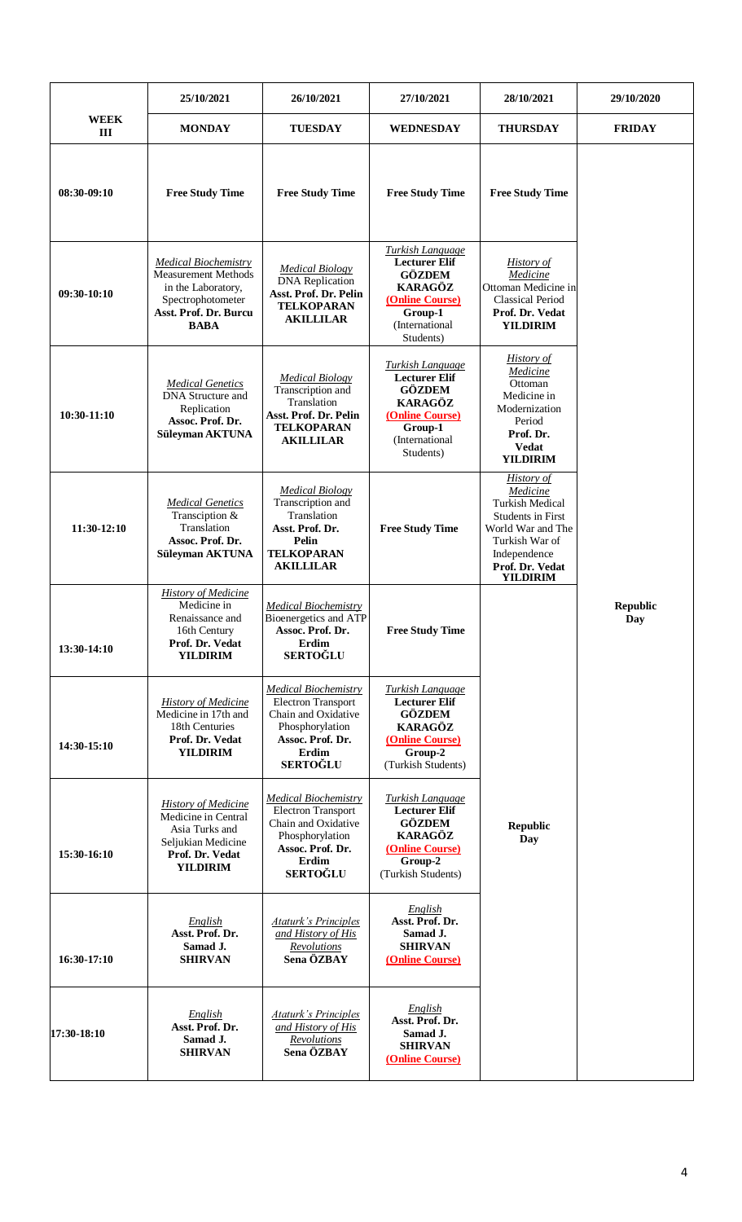| WEEK III | 25/10/2021 MONDAY | 26/10/2021 TUESDAY | 27/10/2021 WEDNESDAY | 28/10/2021 THURSDAY | 29/10/2020 FRIDAY |
|---|---|---|---|---|---|
| 08:30-09:10 | **Free Study Time** | **Free Study Time** | **Free Study Time** | **Free Study Time** | **Republic Day** |
| 09:30-10:10 | *Medical Biochemistry* Measurement Methods in the Laboratory, Spectrophotometer **Asst. Prof. Dr. Burcu BABA** | *Medical Biology* DNA Replication **Asst. Prof. Dr. Pelin TELKOPARAN AKILLILAR** | *Turkish Language* **Lecturer Elif GÖZDEM KARAGÖZ (Online Course) Group-1** (International Students) | *History of Medicine* Ottoman Medicine in Classical Period **Prof. Dr. Vedat YILDIRIM** | |
| 10:30-11:10 | *Medical Genetics* DNA Structure and Replication **Assoc. Prof. Dr. Süleyman AKTUNA** | *Medical Biology* Transcription and Translation **Asst. Prof. Dr. Pelin TELKOPARAN AKILLILAR** | *Turkish Language* **Lecturer Elif GÖZDEM KARAGÖZ (Online Course) Group-1** (International Students) | *History of Medicine* Ottoman Medicine in Modernization Period **Prof. Dr. Vedat YILDIRIM** | |
| 11:30-12:10 | *Medical Genetics* Transciption & Translation **Assoc. Prof. Dr. Süleyman AKTUNA** | *Medical Biology* Transcription and Translation **Asst. Prof. Dr. Pelin TELKOPARAN AKILLILAR** | **Free Study Time** | *History of Medicine* Turkish Medical Students in First World War and The Turkish War of Independence **Prof. Dr. Vedat YILDIRIM** | |
| 13:30-14:10 | *History of Medicine* Medicine in Renaissance and 16th Century **Prof. Dr. Vedat YILDIRIM** | *Medical Biochemistry* Bioenergetics and ATP **Assoc. Prof. Dr. Erdim SERTOĞLU** | **Free Study Time** | **Republic Day** | |
| 14:30-15:10 | *History of Medicine* Medicine in 17th and 18th Centuries **Prof. Dr. Vedat YILDIRIM** | *Medical Biochemistry* Electron Transport Chain and Oxidative Phosphorylation **Assoc. Prof. Dr. Erdim SERTOĞLU** | *Turkish Language* **Lecturer Elif GÖZDEM KARAGÖZ (Online Course) Group-2** (Turkish Students) | | |
| 15:30-16:10 | *History of Medicine* Medicine in Central Asia Turks and Seljukian Medicine **Prof. Dr. Vedat YILDIRIM** | *Medical Biochemistry* Electron Transport Chain and Oxidative Phosphorylation **Assoc. Prof. Dr. Erdim SERTOĞLU** | *Turkish Language* **Lecturer Elif GÖZDEM KARAGÖZ (Online Course) Group-2** (Turkish Students) | | |
| 16:30-17:10 | *English* **Asst. Prof. Dr. Samad J. SHIRVAN** | *Ataturk's Principles and History of His Revolutions* **Sena ÖZBAY** | *English* **Asst. Prof. Dr. Samad J. SHIRVAN (Online Course)** | | |
| 17:30-18:10 | *English* **Asst. Prof. Dr. Samad J. SHIRVAN** | *Ataturk's Principles and History of His Revolutions* **Sena ÖZBAY** | *English* **Asst. Prof. Dr. Samad J. SHIRVAN (Online Course)** | | |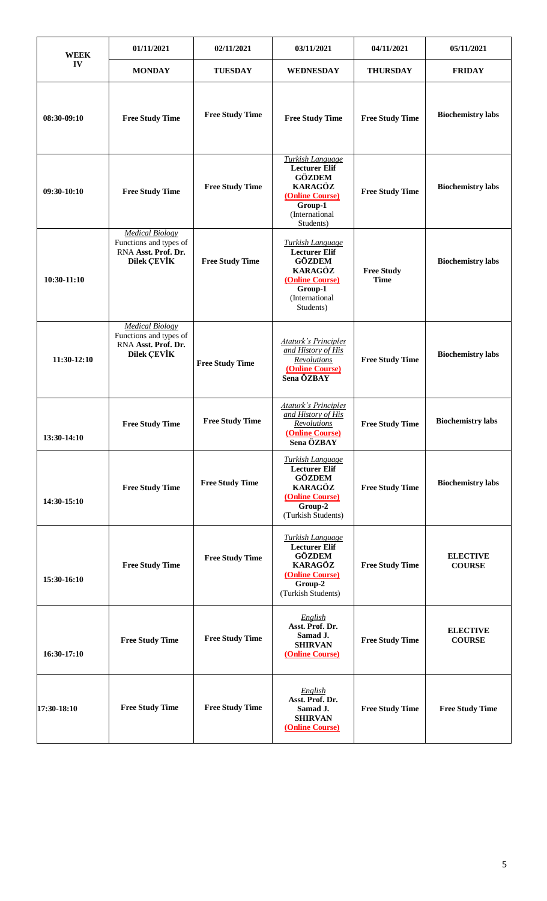| WEEK IV | 01/11/2021 MONDAY | 02/11/2021 TUESDAY | 03/11/2021 WEDNESDAY | 04/11/2021 THURSDAY | 05/11/2021 FRIDAY |
|---|---|---|---|---|---|
| 08:30-09:10 | **Free Study Time** | **Free Study Time** | **Free Study Time** | **Free Study Time** | **Biochemistry labs** |
| 09:30-10:10 | **Free Study Time** | **Free Study Time** | *Turkish Language* **Lecturer Elif GÖZDEM KARAGÖZ** **(Online Course)** **Group-1** (International Students) | **Free Study Time** | **Biochemistry labs** |
| 10:30-11:10 | *Medical Biology* Functions and types of RNA **Asst. Prof. Dr. Dilek ÇEVİK** | **Free Study Time** | *Turkish Language* **Lecturer Elif GÖZDEM KARAGÖZ** **(Online Course)** **Group-1** (International Students) | **Free Study Time** | **Biochemistry labs** |
| 11:30-12:10 | *Medical Biology* Functions and types of RNA **Asst. Prof. Dr. Dilek ÇEVİK** | **Free Study Time** | *Ataturk's Principles and History of His Revolutions* **(Online Course)** **Sena ÖZBAY** | **Free Study Time** | **Biochemistry labs** |
| 13:30-14:10 | **Free Study Time** | **Free Study Time** | *Ataturk's Principles and History of His Revolutions* **(Online Course)** **Sena ÖZBAY** | **Free Study Time** | **Biochemistry labs** |
| 14:30-15:10 | **Free Study Time** | **Free Study Time** | *Turkish Language* **Lecturer Elif GÖZDEM KARAGÖZ** **(Online Course)** **Group-2** (Turkish Students) | **Free Study Time** | **Biochemistry labs** |
| 15:30-16:10 | **Free Study Time** | **Free Study Time** | *Turkish Language* **Lecturer Elif GÖZDEM KARAGÖZ** **(Online Course)** **Group-2** (Turkish Students) | **Free Study Time** | **ELECTIVE COURSE** |
| 16:30-17:10 | **Free Study Time** | **Free Study Time** | *English* **Asst. Prof. Dr. Samad J. SHIRVAN** **(Online Course)** | **Free Study Time** | **ELECTIVE COURSE** |
| 17:30-18:10 | **Free Study Time** | **Free Study Time** | *English* **Asst. Prof. Dr. Samad J. SHIRVAN** **(Online Course)** | **Free Study Time** | **Free Study Time** |